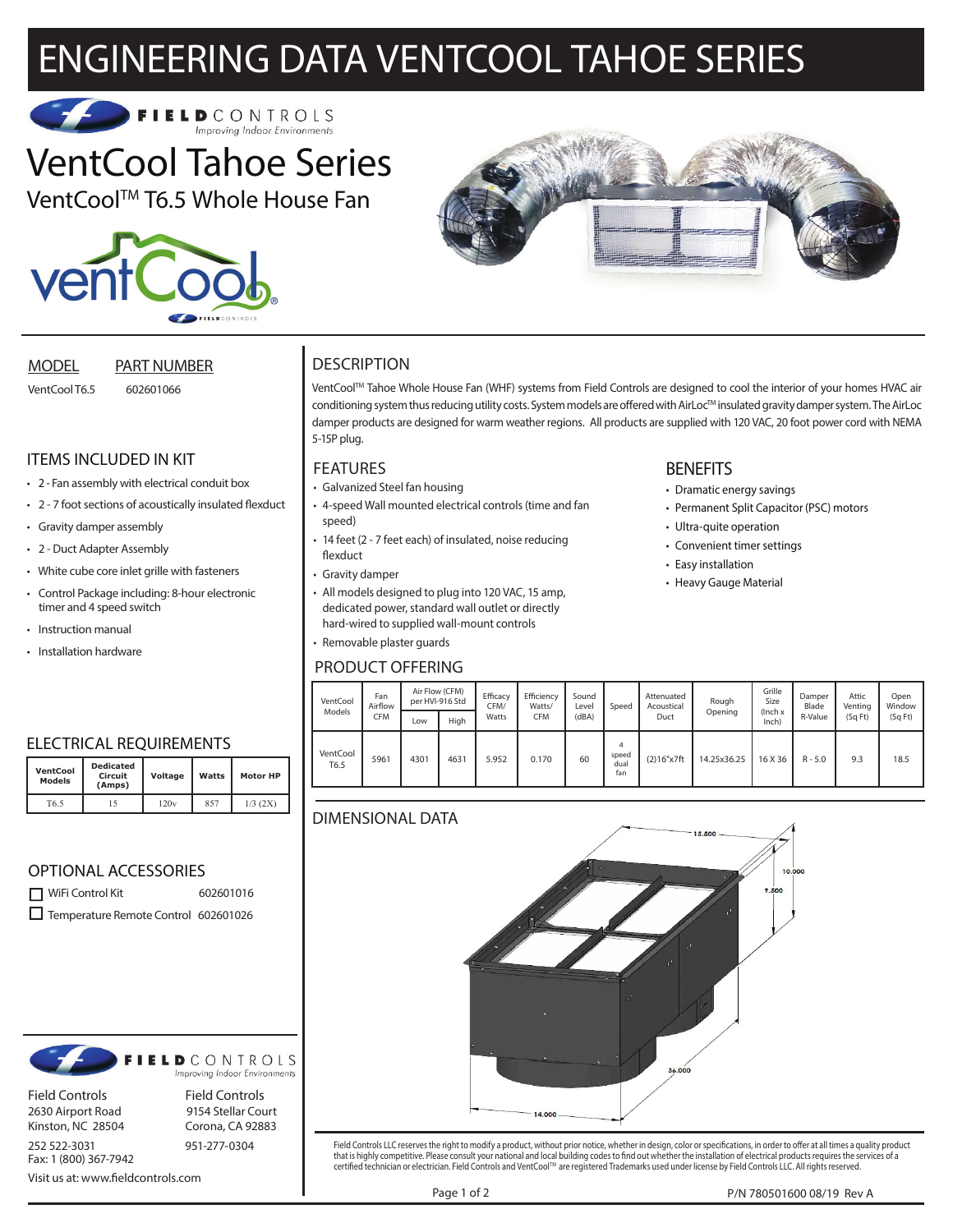# ENGINEERING DATA VENTCOOL TAHOE SERIES

FIELDCONTROLS
Improving Indoor Environments

# VentCool Tahoe Series

## VentCool™ T6.5 Whole House Fan

| MODEL | PART NUMBER |
|---|---|
| VentCool T6.5 | 602601066 |

## ITEMS INCLUDED IN KIT

- 2 - Fan assembly with electrical conduit box
- 2 - 7 foot sections of acoustically insulated flexduct
- Gravity damper assembly
- 2 - Duct Adapter Assembly
- White cube core inlet grille with fasteners
- Control Package including: 8-hour electronic timer and 4 speed switch
- Instruction manual
- Installation hardware

## ELECTRICAL REQUIREMENTS

| VentCool Models | Dedicated Circuit (Amps) | Voltage | Watts | Motor HP |
|---|---|---|---|---|
| T6.5 | 15 | 120v | 857 | 1/3 (2X) |

## OPTIONAL ACCESSORIES

- ☐ WiFi Control Kit 602601016
- ☐ Temperature Remote Control 602601026

## DESCRIPTION

VentCool™ Tahoe Whole House Fan (WHF) systems from Field Controls are designed to cool the interior of your homes HVAC air conditioning system thus reducing utility costs. System models are offered with AirLoc™ insulated gravity damper system. The AirLoc damper products are designed for warm weather regions. All products are supplied with 120 VAC, 20 foot power cord with NEMA 5-15P plug.

## FEATURES

- Galvanized Steel fan housing
- 4-speed Wall mounted electrical controls (time and fan speed)
- 14 feet (2 - 7 feet each) of insulated, noise reducing flexduct
- Gravity damper
- All models designed to plug into 120 VAC, 15 amp, dedicated power, standard wall outlet or directly hard-wired to supplied wall-mount controls
- Removable plaster guards

## BENEFITS

- Dramatic energy savings
- Permanent Split Capacitor (PSC) motors
- Ultra-quite operation
- Convenient timer settings
- Easy installation
- Heavy Gauge Material

## PRODUCT OFFERING

| VentCool Models | Fan Airflow CFM | Air Flow (CFM) per HVI-916 Std | | Efficacy CFM/ Watts | Efficiency Watts/ CFM | Sound Level (dBA) | Speed | Attenuated Acoustical Duct | Rough Opening | Grille Size (Inch x Inch) | Damper Blade R-Value | Attic Venting (Sq Ft) | Open Window (Sq Ft) |
|---|---|---|---|---|---|---|---|---|---|---|---|---|---|
| | | Low | High | | | | | | | | | | |
| VentCool T6.5 | 5961 | 4301 | 4631 | 5.952 | 0.170 | 60 | 4 speed dual fan | (2)16"x7ft | 14.25x36.25 | 16 X 36 | R - 5.0 | 9.3 | 18.5 |

## DIMENSIONAL DATA

15.500
10.000
9.500
36.000
14.000

FIELDCONTROLS
Improving Indoor Environments

Field Controls
2630 Airport Road
Kinston, NC 28504
252 522-3031
Fax: 1 (800) 367-7942

Field Controls
9154 Stellar Court
Corona, CA 92883
951-277-0304

Visit us at: www.fieldcontrols.com

Field Controls LLC reserves the right to modify a product, without prior notice, whether in design, color or specifications, in order to offer at all times a quality product that is highly competitive. Please consult your national and local building codes to find out whether the installation of electrical products requires the services of a certified technician or electrician. Field Controls and VentCool™ are registered Trademarks used under license by Field Controls LLC. All rights reserved.

P/N 780501600 08/19 Rev A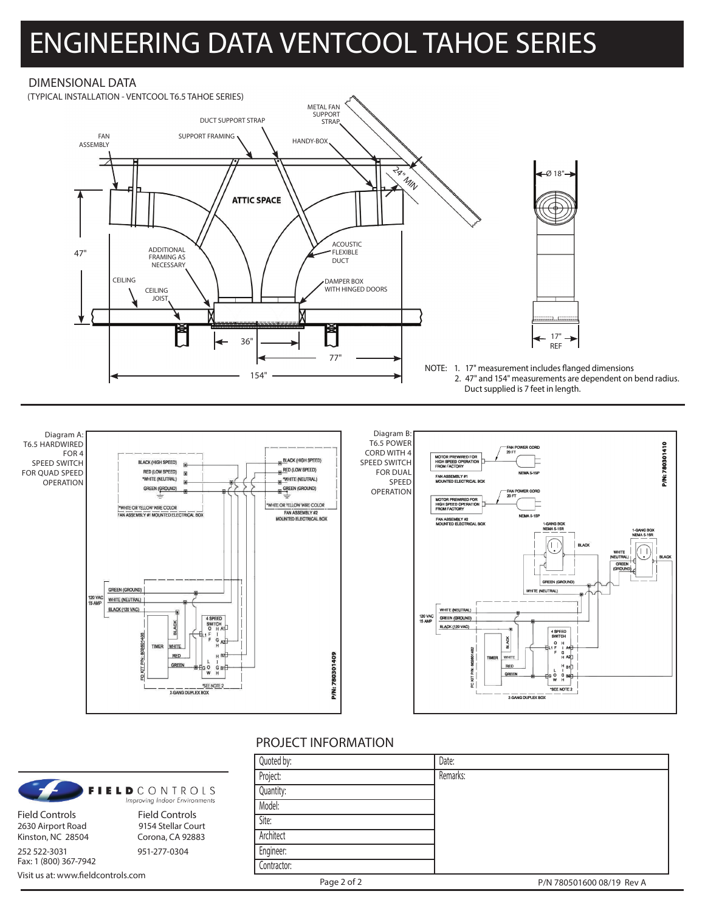# ENGINEERING DATA VENTCOOL TAHOE SERIES

## DIMENSIONAL DATA

(TYPICAL INSTALLATION - VENTCOOL T6.5 TAHOE SERIES)

FAN ASSEMBLY
SUPPORT FRAMING
DUCT SUPPORT STRAP
METAL FAN SUPPORT STRAP
HANDY-BOX
24" MIN
ATTIC SPACE
Ø 18"
47"
ADDITIONAL FRAMING AS NECESSARY
ACOUSTIC FLEXIBLE DUCT
CEILING
CEILING JOIST
DAMPER BOX WITH HINGED DOORS
36"
77"
154"
17" REF

NOTE: 1. 17" measurement includes flanged dimensions
2. 47" and 154" measurements are dependent on bend radius. Duct supplied is 7 feet in length.

Diagram A: T6.5 HARDWIRED FOR 4 SPEED SWITCH FOR QUAD SPEED OPERATION

BLACK (HIGH SPEED)
RED (LOW SPEED)
*WHITE (NEUTRAL)
GREEN (GROUND)
*WHITE OR YELLOW WIRE COLOR
FAN ASSEMBLY #1 MOUNTED ELECTRICAL BOX
FAN ASSEMBLY #2 MOUNTED ELECTRICAL BOX
120 VAC 15 AMP
GREEN (GROUND)
WHITE (NEUTRAL)
BLACK (120 VAC)
TIMER
4 SPEED SWITCH
FC KIT P/N: 802601406
*SEE NOTE 2
2-GANG DUPLEX BOX
P/N: 780301409

Diagram B: T6.5 POWER CORD WITH 4 SPEED SWITCH FOR DUAL SPEED OPERATION

MOTOR PREWIRED FOR HIGH SPEED OPERATION FROM FACTORY
FAN ASSEMBLY #1 MOUNTED ELECTRICAL BOX
FAN POWER CORD 20 FT
NEMA 5-15P
FAN ASSEMBLY #2 MOUNTED ELECTRICAL BOX
1-GANG BOX NEMA 5-15R
BLACK
WHITE (NEUTRAL)
GREEN (GROUND)
120 VAC 15 AMP
BLACK (120 VAC)
TIMER
4 SPEED SWITCH
FC KIT P/N: 802601402
*SEE NOTE 2
2-GANG DUPLEX BOX
P/N: 780301410

## PROJECT INFORMATION

| | |
|---|---|
| Quoted by: | Date: |
| Project: | Remarks: |
| Quantity: | |
| Model: | |
| Site: | |
| Architect | |
| Engineer: | |
| Contractor: | |

FIELD CONTROLS
Improving Indoor Environments

Field Controls
2630 Airport Road
Kinston, NC 28504
252 522-3031
Fax: 1 (800) 367-7942

Field Controls
9154 Stellar Court
Corona, CA 92883
951-277-0304

Visit us at: www.fieldcontrols.com

P/N 780501600 08/19 Rev A